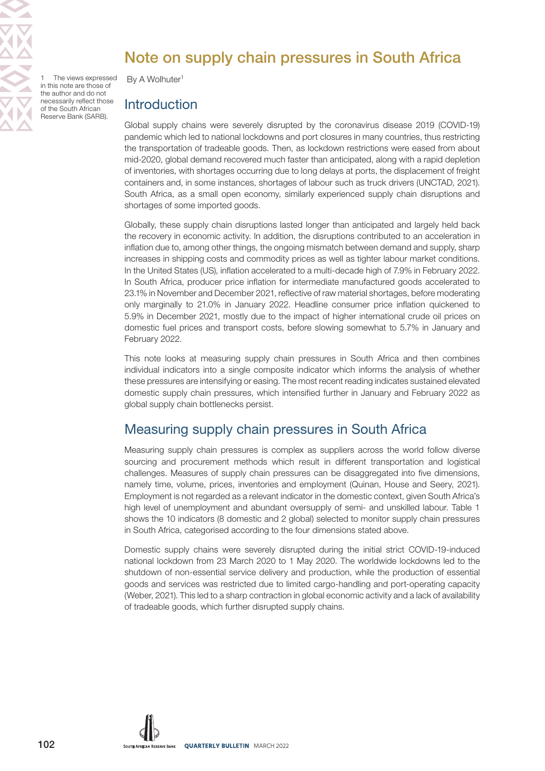# Note on supply chain pressures in South Africa

By A Wolhuter[1]

1 The views expressed in this note are those of the author and do not necessarily reflect those of the South African Reserve Bank (SARB).

## Introduction

Global supply chains were severely disrupted by the coronavirus disease 2019 (COVID-19) pandemic which led to national lockdowns and port closures in many countries, thus restricting the transportation of tradeable goods. Then, as lockdown restrictions were eased from about mid-2020, global demand recovered much faster than anticipated, along with a rapid depletion of inventories, with shortages occurring due to long delays at ports, the displacement of freight containers and, in some instances, shortages of labour such as truck drivers (UNCTAD, 2021). South Africa, as a small open economy, similarly experienced supply chain disruptions and shortages of some imported goods.

Globally, these supply chain disruptions lasted longer than anticipated and largely held back the recovery in economic activity. In addition, the disruptions contributed to an acceleration in inflation due to, among other things, the ongoing mismatch between demand and supply, sharp increases in shipping costs and commodity prices as well as tighter labour market conditions. In the United States (US), inflation accelerated to a multi-decade high of 7.9% in February 2022. In South Africa, producer price inflation for intermediate manufactured goods accelerated to 23.1% in November and December 2021, reflective of raw material shortages, before moderating only marginally to 21.0% in January 2022. Headline consumer price inflation quickened to 5.9% in December 2021, mostly due to the impact of higher international crude oil prices on domestic fuel prices and transport costs, before slowing somewhat to 5.7% in January and February 2022.

This note looks at measuring supply chain pressures in South Africa and then combines individual indicators into a single composite indicator which informs the analysis of whether these pressures are intensifying or easing. The most recent reading indicates sustained elevated domestic supply chain pressures, which intensified further in January and February 2022 as global supply chain bottlenecks persist.

## Measuring supply chain pressures in South Africa

Measuring supply chain pressures is complex as suppliers across the world follow diverse sourcing and procurement methods which result in different transportation and logistical challenges. Measures of supply chain pressures can be disaggregated into five dimensions, namely time, volume, prices, inventories and employment (Quinan, House and Seery, 2021). Employment is not regarded as a relevant indicator in the domestic context, given South Africa's high level of unemployment and abundant oversupply of semi- and unskilled labour. Table 1 shows the 10 indicators (8 domestic and 2 global) selected to monitor supply chain pressures in South Africa, categorised according to the four dimensions stated above.

Domestic supply chains were severely disrupted during the initial strict COVID-19-induced national lockdown from 23 March 2020 to 1 May 2020. The worldwide lockdowns led to the shutdown of non-essential service delivery and production, while the production of essential goods and services was restricted due to limited cargo-handling and port-operating capacity (Weber, 2021). This led to a sharp contraction in global economic activity and a lack of availability of tradeable goods, which further disrupted supply chains.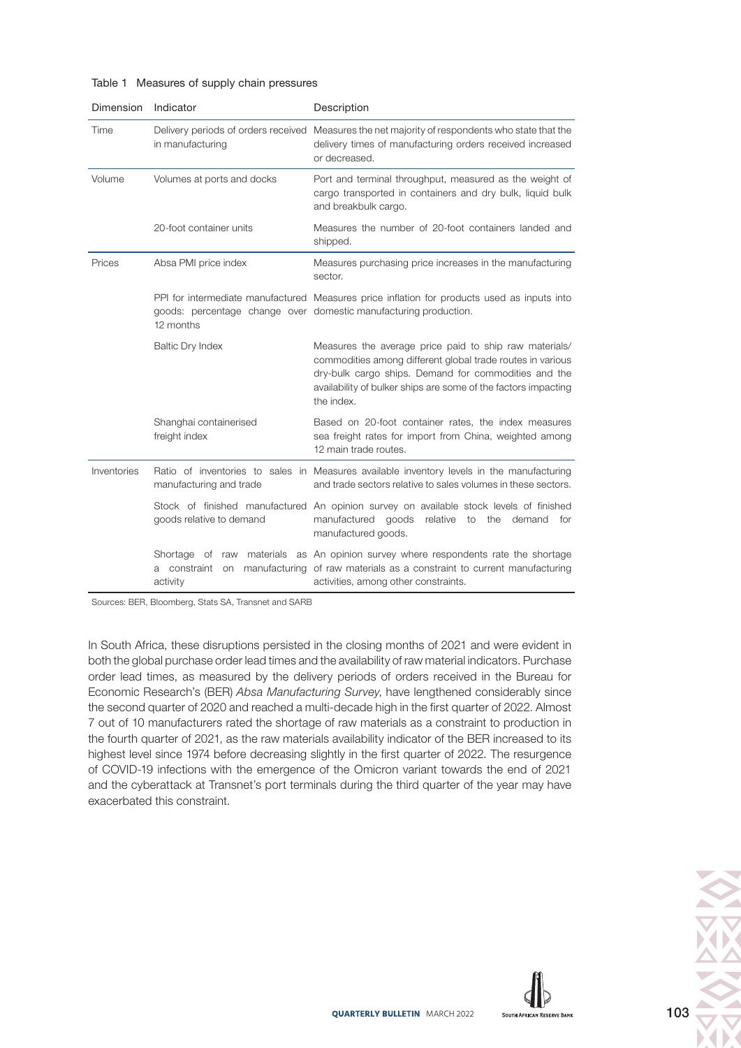Table 1 Measures of supply chain pressures

| Dimension | Indicator | Description |
|---|---|---|
| Time | Delivery periods of orders received in manufacturing | Measures the net majority of respondents who state that the delivery times of manufacturing orders received increased or decreased. |
| Volume | Volumes at ports and docks | Port and terminal throughput, measured as the weight of cargo transported in containers and dry bulk, liquid bulk and breakbulk cargo. |
| | 20-foot container units | Measures the number of 20-foot containers landed and shipped. |
| Prices | Absa PMI price index | Measures purchasing price increases in the manufacturing sector. |
| | PPI for intermediate manufactured goods: percentage change over 12 months | Measures price inflation for products used as inputs into domestic manufacturing production. |
| | Baltic Dry Index | Measures the average price paid to ship raw materials/commodities among different global trade routes in various dry-bulk cargo ships. Demand for commodities and the availability of bulker ships are some of the factors impacting the index. |
| | Shanghai containerised freight index | Based on 20-foot container rates, the index measures sea freight rates for import from China, weighted among 12 main trade routes. |
| Inventories | Ratio of inventories to sales in manufacturing and trade | Measures available inventory levels in the manufacturing and trade sectors relative to sales volumes in these sectors. |
| | Stock of finished manufactured goods relative to demand | An opinion survey on available stock levels of finished manufactured goods relative to the demand for manufactured goods. |
| | Shortage of raw materials as a constraint on manufacturing activity | An opinion survey where respondents rate the shortage of raw materials as a constraint to current manufacturing activities, among other constraints. |

Sources: BER, Bloomberg, Stats SA, Transnet and SARB

In South Africa, these disruptions persisted in the closing months of 2021 and were evident in both the global purchase order lead times and the availability of raw material indicators. Purchase order lead times, as measured by the delivery periods of orders received in the Bureau for Economic Research's (BER) *Absa Manufacturing Survey*, have lengthened considerably since the second quarter of 2020 and reached a multi-decade high in the first quarter of 2022. Almost 7 out of 10 manufacturers rated the shortage of raw materials as a constraint to production in the fourth quarter of 2021, as the raw materials availability indicator of the BER increased to its highest level since 1974 before decreasing slightly in the first quarter of 2022. The resurgence of COVID-19 infections with the emergence of the Omicron variant towards the end of 2021 and the cyberattack at Transnet's port terminals during the third quarter of the year may have exacerbated this constraint.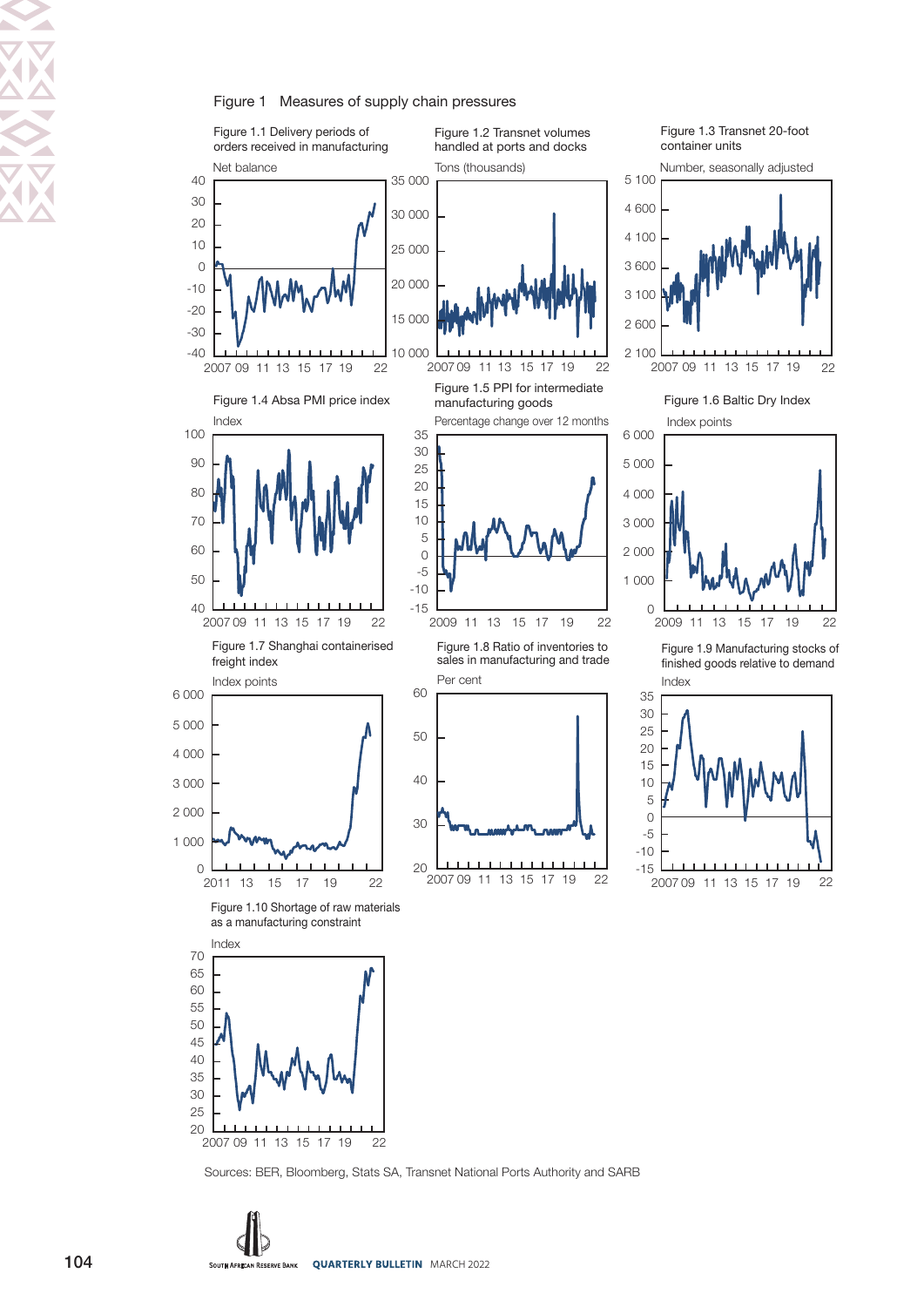Figure 1 Measures of supply chain pressures

Figure 1.1 Delivery periods of orders received in manufacturing

Net balance

Figure 1.2 Transnet volumes handled at ports and docks

Tons (thousands)

Figure 1.3 Transnet 20-foot container units

Number, seasonally adjusted

Figure 1.4 Absa PMI price index

Index

Figure 1.5 PPI for intermediate manufacturing goods

Percentage change over 12 months

Figure 1.6 Baltic Dry Index

Index points

Figure 1.7 Shanghai containerised freight index

Index points

Figure 1.8 Ratio of inventories to sales in manufacturing and trade

Per cent

Figure 1.9 Manufacturing stocks of finished goods relative to demand

Index

Figure 1.10 Shortage of raw materials as a manufacturing constraint

Index

Sources: BER, Bloomberg, Stats SA, Transnet National Ports Authority and SARB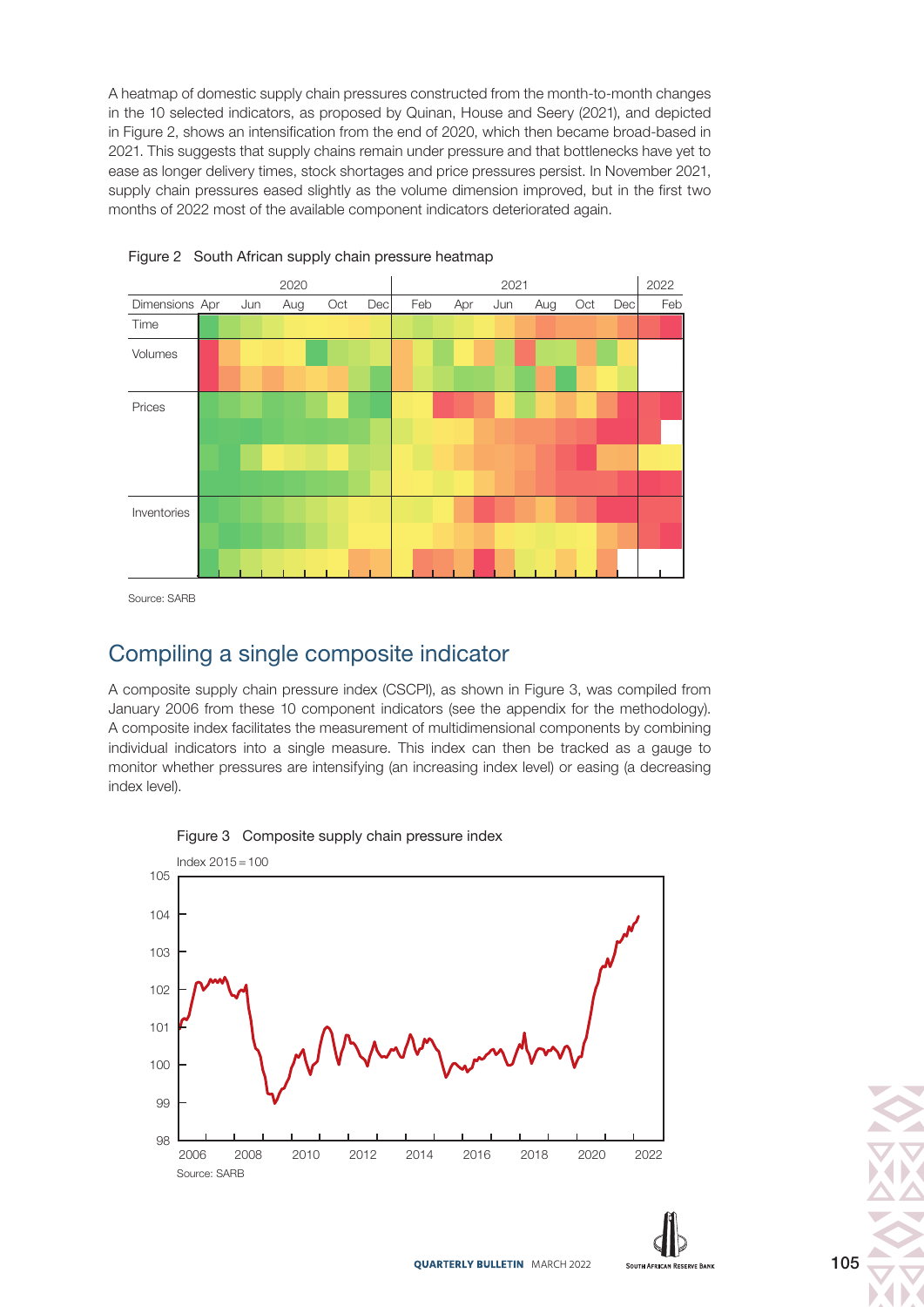A heatmap of domestic supply chain pressures constructed from the month-to-month changes in the 10 selected indicators, as proposed by Quinan, House and Seery (2021), and depicted in Figure 2, shows an intensification from the end of 2020, which then became broad-based in 2021. This suggests that supply chains remain under pressure and that bottlenecks have yet to ease as longer delivery times, stock shortages and price pressures persist. In November 2021, supply chain pressures eased slightly as the volume dimension improved, but in the first two months of 2022 most of the available component indicators deteriorated again.

Figure 2 South African supply chain pressure heatmap

Source: SARB

## Compiling a single composite indicator

A composite supply chain pressure index (CSCPI), as shown in Figure 3, was compiled from January 2006 from these 10 component indicators (see the appendix for the methodology). A composite index facilitates the measurement of multidimensional components by combining individual indicators into a single measure. This index can then be tracked as a gauge to monitor whether pressures are intensifying (an increasing index level) or easing (a decreasing index level).

Figure 3 Composite supply chain pressure index

Source: SARB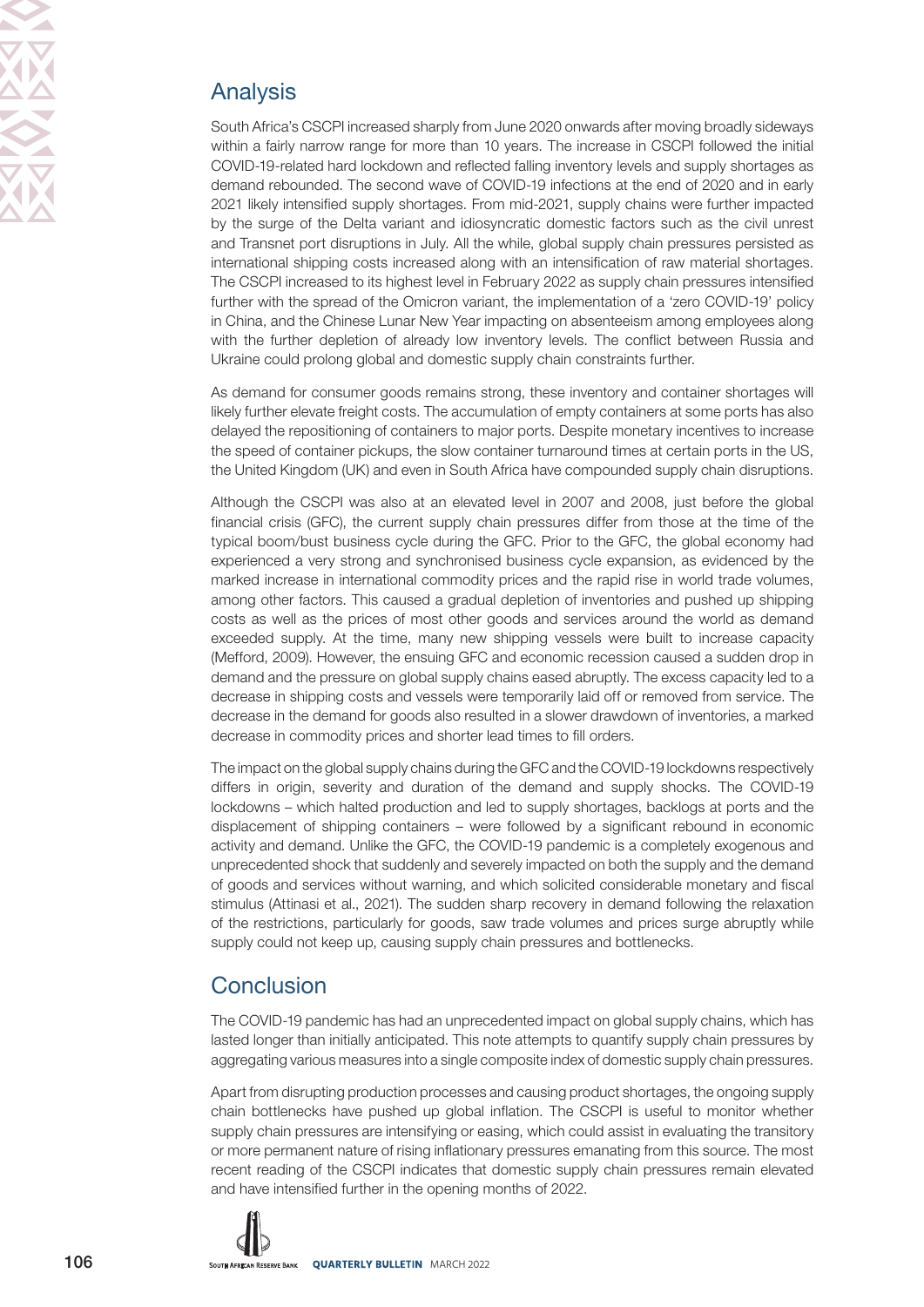## Analysis

South Africa's CSCPI increased sharply from June 2020 onwards after moving broadly sideways within a fairly narrow range for more than 10 years. The increase in CSCPI followed the initial COVID-19-related hard lockdown and reflected falling inventory levels and supply shortages as demand rebounded. The second wave of COVID-19 infections at the end of 2020 and in early 2021 likely intensified supply shortages. From mid-2021, supply chains were further impacted by the surge of the Delta variant and idiosyncratic domestic factors such as the civil unrest and Transnet port disruptions in July. All the while, global supply chain pressures persisted as international shipping costs increased along with an intensification of raw material shortages. The CSCPI increased to its highest level in February 2022 as supply chain pressures intensified further with the spread of the Omicron variant, the implementation of a 'zero COVID-19' policy in China, and the Chinese Lunar New Year impacting on absenteeism among employees along with the further depletion of already low inventory levels. The conflict between Russia and Ukraine could prolong global and domestic supply chain constraints further.

As demand for consumer goods remains strong, these inventory and container shortages will likely further elevate freight costs. The accumulation of empty containers at some ports has also delayed the repositioning of containers to major ports. Despite monetary incentives to increase the speed of container pickups, the slow container turnaround times at certain ports in the US, the United Kingdom (UK) and even in South Africa have compounded supply chain disruptions.

Although the CSCPI was also at an elevated level in 2007 and 2008, just before the global financial crisis (GFC), the current supply chain pressures differ from those at the time of the typical boom/bust business cycle during the GFC. Prior to the GFC, the global economy had experienced a very strong and synchronised business cycle expansion, as evidenced by the marked increase in international commodity prices and the rapid rise in world trade volumes, among other factors. This caused a gradual depletion of inventories and pushed up shipping costs as well as the prices of most other goods and services around the world as demand exceeded supply. At the time, many new shipping vessels were built to increase capacity (Mefford, 2009). However, the ensuing GFC and economic recession caused a sudden drop in demand and the pressure on global supply chains eased abruptly. The excess capacity led to a decrease in shipping costs and vessels were temporarily laid off or removed from service. The decrease in the demand for goods also resulted in a slower drawdown of inventories, a marked decrease in commodity prices and shorter lead times to fill orders.

The impact on the global supply chains during the GFC and the COVID-19 lockdowns respectively differs in origin, severity and duration of the demand and supply shocks. The COVID-19 lockdowns – which halted production and led to supply shortages, backlogs at ports and the displacement of shipping containers – were followed by a significant rebound in economic activity and demand. Unlike the GFC, the COVID-19 pandemic is a completely exogenous and unprecedented shock that suddenly and severely impacted on both the supply and the demand of goods and services without warning, and which solicited considerable monetary and fiscal stimulus (Attinasi et al., 2021). The sudden sharp recovery in demand following the relaxation of the restrictions, particularly for goods, saw trade volumes and prices surge abruptly while supply could not keep up, causing supply chain pressures and bottlenecks.

## Conclusion

The COVID-19 pandemic has had an unprecedented impact on global supply chains, which has lasted longer than initially anticipated. This note attempts to quantify supply chain pressures by aggregating various measures into a single composite index of domestic supply chain pressures.

Apart from disrupting production processes and causing product shortages, the ongoing supply chain bottlenecks have pushed up global inflation. The CSCPI is useful to monitor whether supply chain pressures are intensifying or easing, which could assist in evaluating the transitory or more permanent nature of rising inflationary pressures emanating from this source. The most recent reading of the CSCPI indicates that domestic supply chain pressures remain elevated and have intensified further in the opening months of 2022.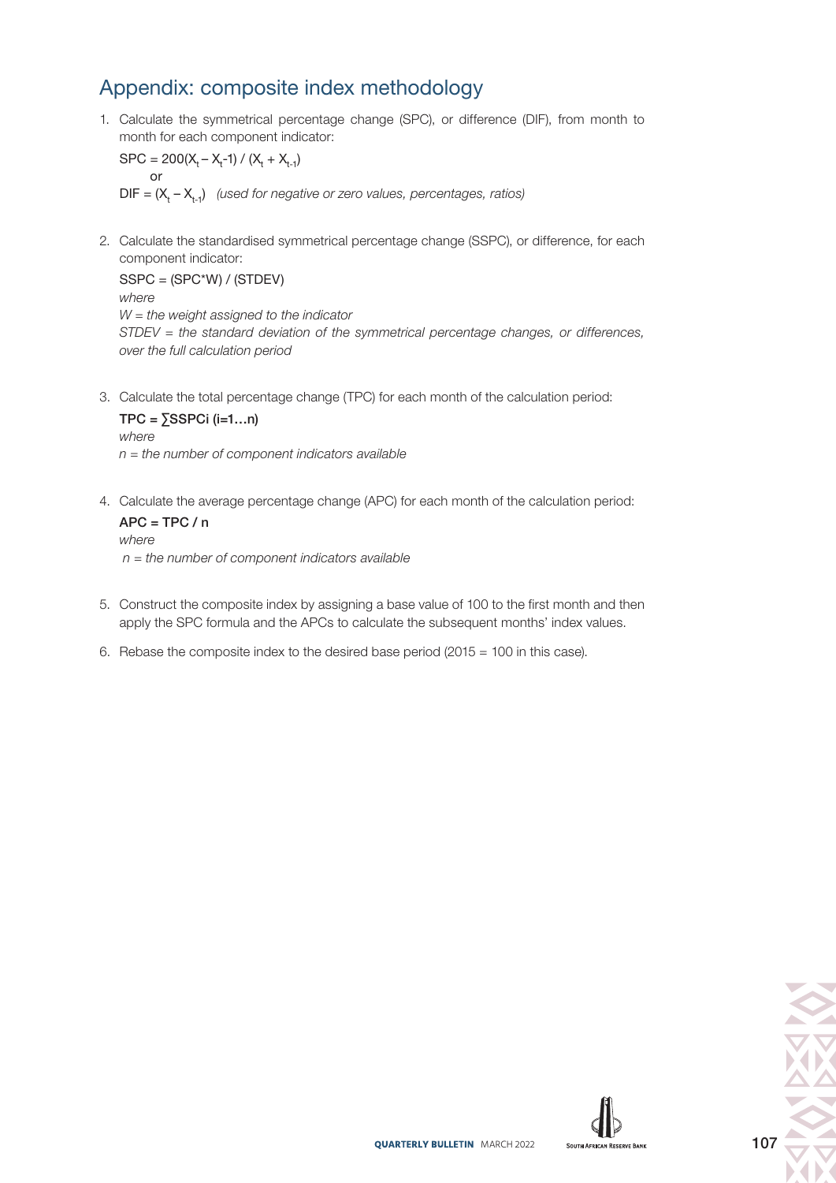## Appendix: composite index methodology

1. Calculate the symmetrical percentage change (SPC), or difference (DIF), from month to month for each component indicator:

   $SPC = 200(X_t - X_t\text{-}1) / (X_t + X_{t-1})$

   or

   $DIF = (X_t - X_{t-1})$ *(used for negative or zero values, percentages, ratios)*

2. Calculate the standardised symmetrical percentage change (SSPC), or difference, for each component indicator:

   $SSPC = (SPC*W) / (STDEV)$

   *where*

   *W = the weight assigned to the indicator*

   *STDEV = the standard deviation of the symmetrical percentage changes, or differences, over the full calculation period*

3. Calculate the total percentage change (TPC) for each month of the calculation period:

   $TPC = \sum SSPCi \ (i=1\ldots n)$

   *where*

   *n = the number of component indicators available*

4. Calculate the average percentage change (APC) for each month of the calculation period:

   $APC = TPC / n$

   *where*

   *n = the number of component indicators available*

5. Construct the composite index by assigning a base value of 100 to the first month and then apply the SPC formula and the APCs to calculate the subsequent months' index values.

6. Rebase the composite index to the desired base period (2015 = 100 in this case).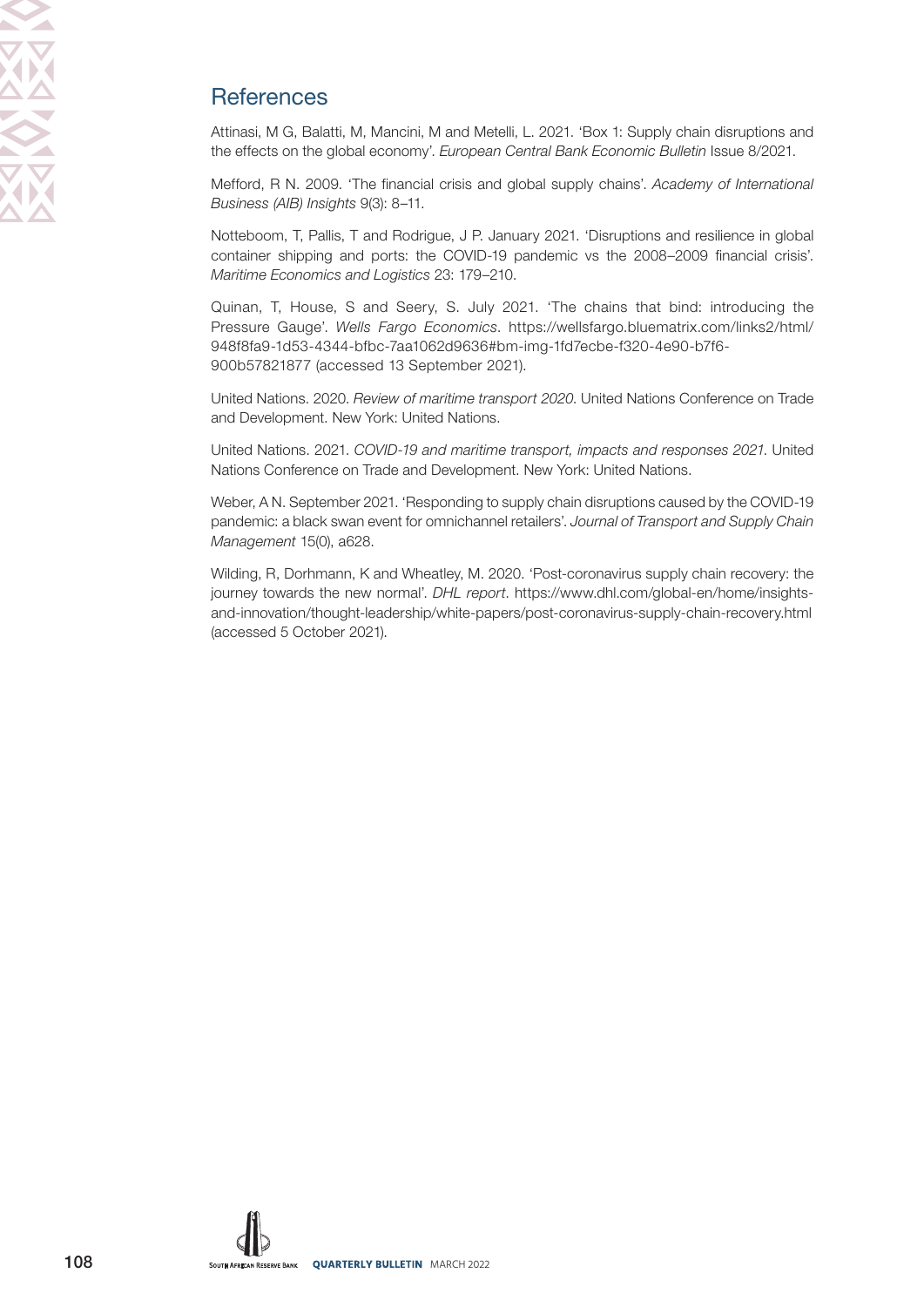## References

Attinasi, M G, Balatti, M, Mancini, M and Metelli, L. 2021. 'Box 1: Supply chain disruptions and the effects on the global economy'. *European Central Bank Economic Bulletin* Issue 8/2021.

Mefford, R N. 2009. 'The financial crisis and global supply chains'. *Academy of International Business (AIB) Insights* 9(3): 8–11.

Notteboom, T, Pallis, T and Rodrigue, J P. January 2021. 'Disruptions and resilience in global container shipping and ports: the COVID-19 pandemic vs the 2008–2009 financial crisis'. *Maritime Economics and Logistics* 23: 179–210.

Quinan, T, House, S and Seery, S. July 2021. 'The chains that bind: introducing the Pressure Gauge'. *Wells Fargo Economics*. https://wellsfargo.bluematrix.com/links2/html/948f8fa9-1d53-4344-bfbc-7aa1062d9636#bm-img-1fd7ecbe-f320-4e90-b7f6-900b57821877 (accessed 13 September 2021).

United Nations. 2020. *Review of maritime transport 2020*. United Nations Conference on Trade and Development. New York: United Nations.

United Nations. 2021. *COVID-19 and maritime transport, impacts and responses 2021*. United Nations Conference on Trade and Development. New York: United Nations.

Weber, A N. September 2021. 'Responding to supply chain disruptions caused by the COVID-19 pandemic: a black swan event for omnichannel retailers'. *Journal of Transport and Supply Chain Management* 15(0), a628.

Wilding, R, Dorhmann, K and Wheatley, M. 2020. 'Post-coronavirus supply chain recovery: the journey towards the new normal'. *DHL report*. https://www.dhl.com/global-en/home/insights-and-innovation/thought-leadership/white-papers/post-coronavirus-supply-chain-recovery.html (accessed 5 October 2021).